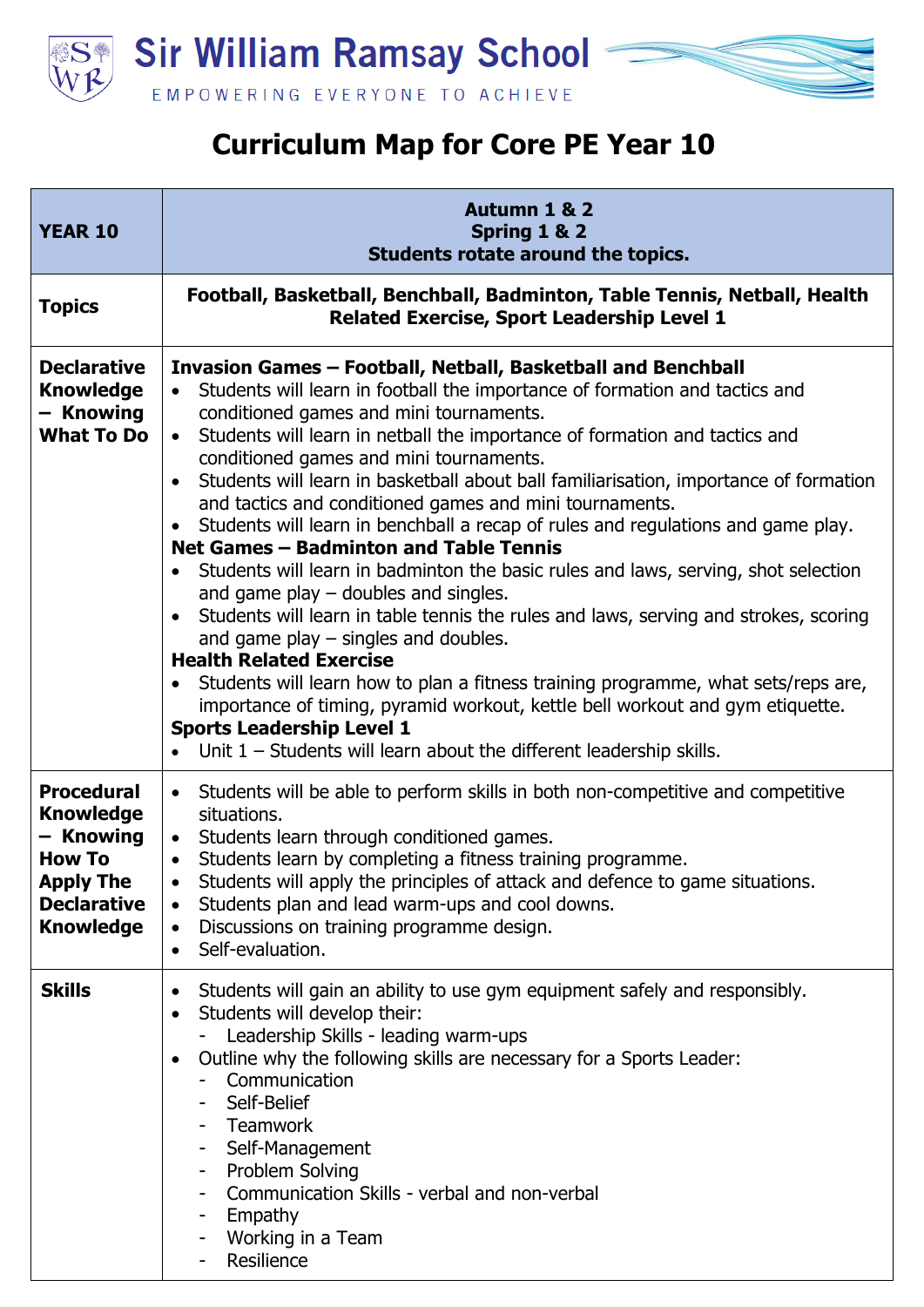# Sir William Ramsay School

EMPOWERING EVERYONE TO ACHIEVE

## Curriculum Map for Core PE Year 10

| **YEAR 10** | **Autumn 1 & 2**<br>**Spring 1 & 2**<br>**Students rotate around the topics.** |
|---|---|
| **Topics** | **Football, Basketball, Benchball, Badminton, Table Tennis, Netball, Health Related Exercise, Sport Leadership Level 1** |
| **Declarative Knowledge – Knowing What To Do** | **Invasion Games – Football, Netball, Basketball and Benchball**<br>• Students will learn in football the importance of formation and tactics and conditioned games and mini tournaments.<br>• Students will learn in netball the importance of formation and tactics and conditioned games and mini tournaments.<br>• Students will learn in basketball about ball familiarisation, importance of formation and tactics and conditioned games and mini tournaments.<br>• Students will learn in benchball a recap of rules and regulations and game play.<br>**Net Games – Badminton and Table Tennis**<br>• Students will learn in badminton the basic rules and laws, serving, shot selection and game play – doubles and singles.<br>• Students will learn in table tennis the rules and laws, serving and strokes, scoring and game play – singles and doubles.<br>**Health Related Exercise**<br>• Students will learn how to plan a fitness training programme, what sets/reps are, importance of timing, pyramid workout, kettle bell workout and gym etiquette.<br>**Sports Leadership Level 1**<br>• Unit 1 – Students will learn about the different leadership skills. |
| **Procedural Knowledge – Knowing How To Apply The Declarative Knowledge** | • Students will be able to perform skills in both non-competitive and competitive situations.<br>• Students learn through conditioned games.<br>• Students learn by completing a fitness training programme.<br>• Students will apply the principles of attack and defence to game situations.<br>• Students plan and lead warm-ups and cool downs.<br>• Discussions on training programme design.<br>• Self-evaluation. |
| **Skills** | • Students will gain an ability to use gym equipment safely and responsibly.<br>• Students will develop their:<br>  - Leadership Skills - leading warm-ups<br>• Outline why the following skills are necessary for a Sports Leader:<br>  - Communication<br>  - Self-Belief<br>  - Teamwork<br>  - Self-Management<br>  - Problem Solving<br>  - Communication Skills - verbal and non-verbal<br>  - Empathy<br>  - Working in a Team<br>  - Resilience |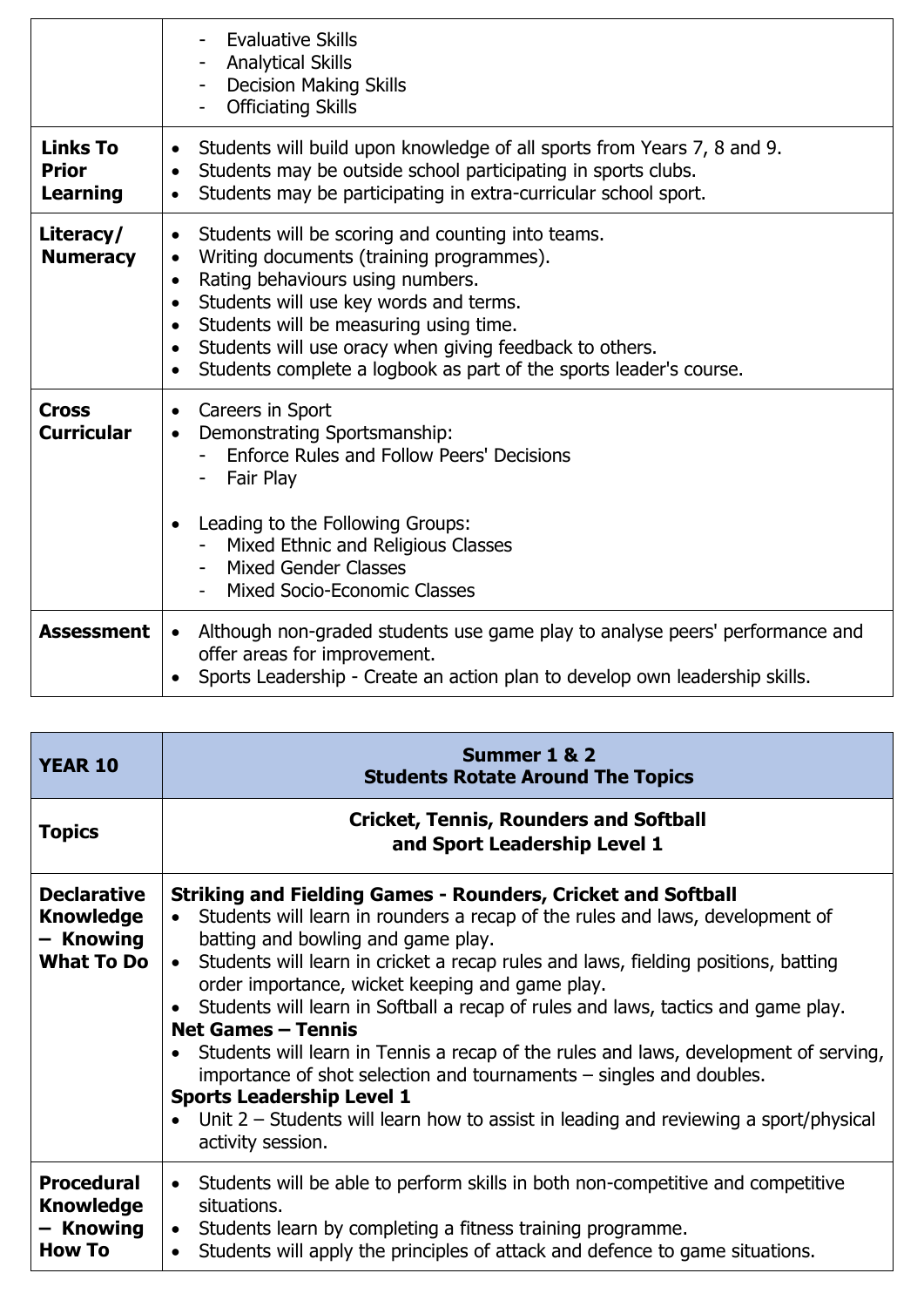| | |
|---|---|
| | - Evaluative Skills<br>- Analytical Skills<br>- Decision Making Skills<br>- Officiating Skills |
| **Links To Prior Learning** | • Students will build upon knowledge of all sports from Years 7, 8 and 9.<br>• Students may be outside school participating in sports clubs.<br>• Students may be participating in extra-curricular school sport. |
| **Literacy/ Numeracy** | • Students will be scoring and counting into teams.<br>• Writing documents (training programmes).<br>• Rating behaviours using numbers.<br>• Students will use key words and terms.<br>• Students will be measuring using time.<br>• Students will use oracy when giving feedback to others.<br>• Students complete a logbook as part of the sports leader's course. |
| **Cross Curricular** | • Careers in Sport<br>• Demonstrating Sportsmanship:<br>- Enforce Rules and Follow Peers' Decisions<br>- Fair Play<br><br>• Leading to the Following Groups:<br>- Mixed Ethnic and Religious Classes<br>- Mixed Gender Classes<br>- Mixed Socio-Economic Classes |
| **Assessment** | • Although non-graded students use game play to analyse peers' performance and offer areas for improvement.<br>• Sports Leadership - Create an action plan to develop own leadership skills. |

| **YEAR 10** | **Summer 1 & 2**<br>**Students Rotate Around The Topics** |
|---|---|
| **Topics** | **Cricket, Tennis, Rounders and Softball and Sport Leadership Level 1** |
| **Declarative Knowledge – Knowing What To Do** | **Striking and Fielding Games - Rounders, Cricket and Softball**<br>• Students will learn in rounders a recap of the rules and laws, development of batting and bowling and game play.<br>• Students will learn in cricket a recap rules and laws, fielding positions, batting order importance, wicket keeping and game play.<br>• Students will learn in Softball a recap of rules and laws, tactics and game play.<br>**Net Games – Tennis**<br>• Students will learn in Tennis a recap of the rules and laws, development of serving, importance of shot selection and tournaments – singles and doubles.<br>**Sports Leadership Level 1**<br>• Unit 2 – Students will learn how to assist in leading and reviewing a sport/physical activity session. |
| **Procedural Knowledge – Knowing How To** | • Students will be able to perform skills in both non-competitive and competitive situations.<br>• Students learn by completing a fitness training programme.<br>• Students will apply the principles of attack and defence to game situations. |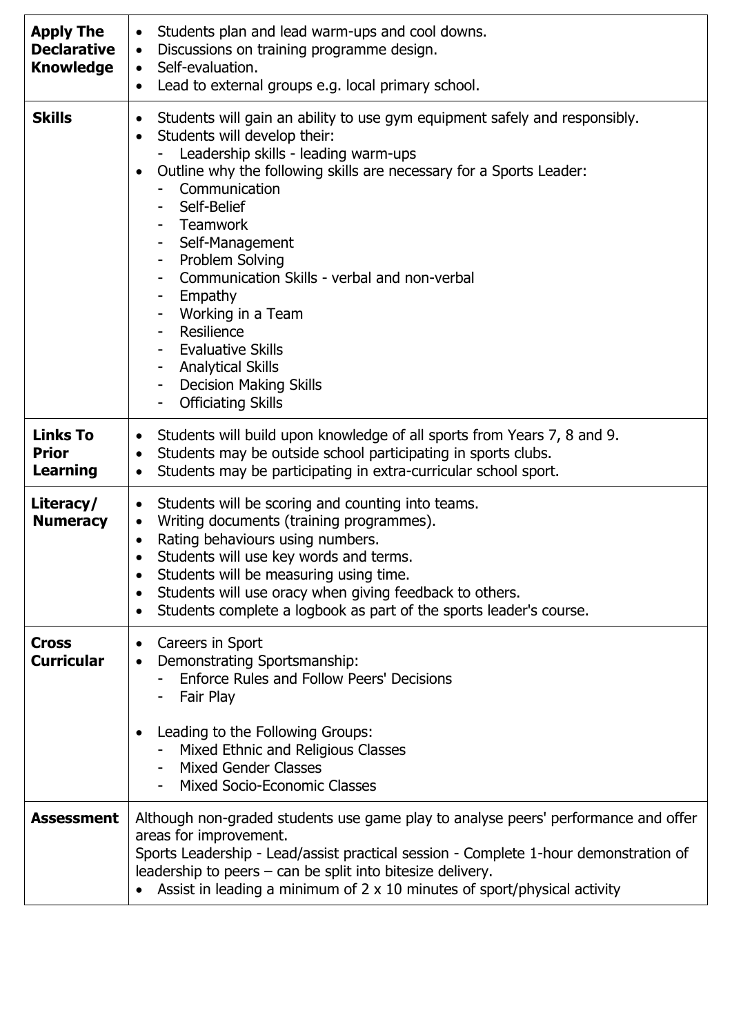| | |
|---|---|
| **Apply The Declarative Knowledge** | • Students plan and lead warm-ups and cool downs.<br>• Discussions on training programme design.<br>• Self-evaluation.<br>• Lead to external groups e.g. local primary school. |
| **Skills** | • Students will gain an ability to use gym equipment safely and responsibly.<br>• Students will develop their:<br>&nbsp;&nbsp;- Leadership skills - leading warm-ups<br>• Outline why the following skills are necessary for a Sports Leader:<br>&nbsp;&nbsp;- Communication<br>&nbsp;&nbsp;- Self-Belief<br>&nbsp;&nbsp;- Teamwork<br>&nbsp;&nbsp;- Self-Management<br>&nbsp;&nbsp;- Problem Solving<br>&nbsp;&nbsp;- Communication Skills - verbal and non-verbal<br>&nbsp;&nbsp;- Empathy<br>&nbsp;&nbsp;- Working in a Team<br>&nbsp;&nbsp;- Resilience<br>&nbsp;&nbsp;- Evaluative Skills<br>&nbsp;&nbsp;- Analytical Skills<br>&nbsp;&nbsp;- Decision Making Skills<br>&nbsp;&nbsp;- Officiating Skills |
| **Links To Prior Learning** | • Students will build upon knowledge of all sports from Years 7, 8 and 9.<br>• Students may be outside school participating in sports clubs.<br>• Students may be participating in extra-curricular school sport. |
| **Literacy/ Numeracy** | • Students will be scoring and counting into teams.<br>• Writing documents (training programmes).<br>• Rating behaviours using numbers.<br>• Students will use key words and terms.<br>• Students will be measuring using time.<br>• Students will use oracy when giving feedback to others.<br>• Students complete a logbook as part of the sports leader's course. |
| **Cross Curricular** | • Careers in Sport<br>• Demonstrating Sportsmanship:<br>&nbsp;&nbsp;- Enforce Rules and Follow Peers' Decisions<br>&nbsp;&nbsp;- Fair Play<br><br>• Leading to the Following Groups:<br>&nbsp;&nbsp;- Mixed Ethnic and Religious Classes<br>&nbsp;&nbsp;- Mixed Gender Classes<br>&nbsp;&nbsp;- Mixed Socio-Economic Classes |
| **Assessment** | Although non-graded students use game play to analyse peers' performance and offer areas for improvement.<br>Sports Leadership - Lead/assist practical session - Complete 1-hour demonstration of leadership to peers – can be split into bitesize delivery.<br>• Assist in leading a minimum of 2 x 10 minutes of sport/physical activity |